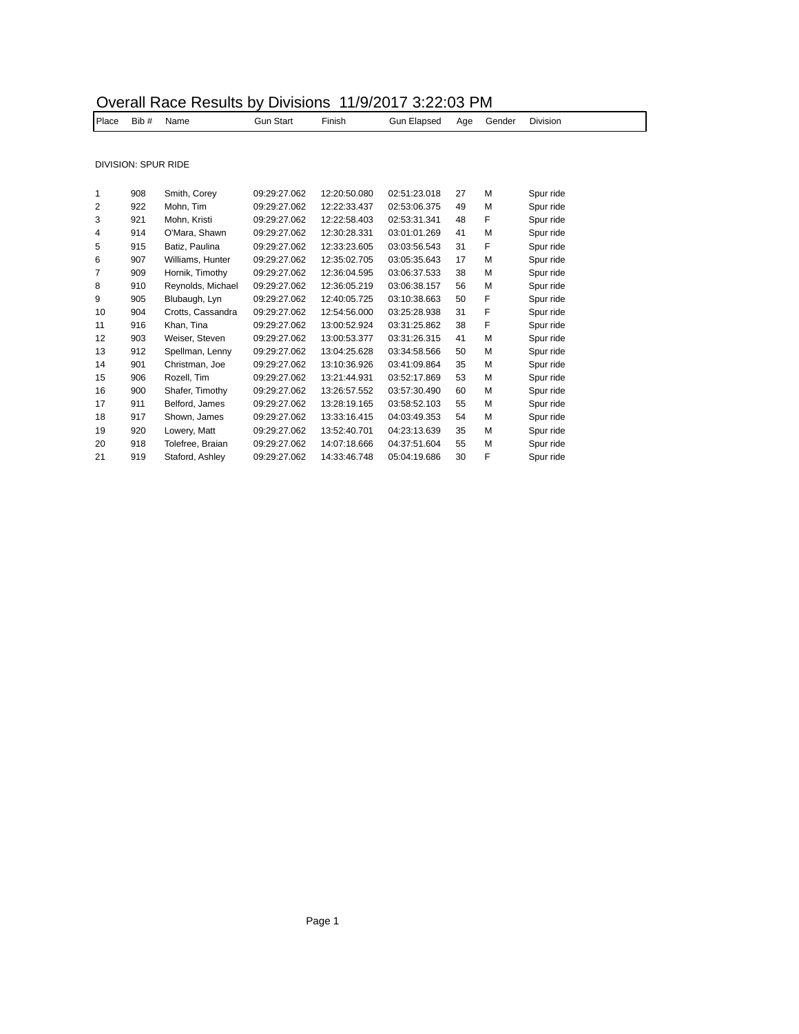# Overall Race Results by Divisions 11/9/2017 3:22:03 PM

DIVISION: SPUR RIDE

| Place | Bib # | Name | Gun Start | Finish | Gun Elapsed | Age | Gender | Division |
|---|---|---|---|---|---|---|---|---|
| 1 | 908 | Smith, Corey | 09:29:27.062 | 12:20:50.080 | 02:51:23.018 | 27 | M | Spur ride |
| 2 | 922 | Mohn, Tim | 09:29:27.062 | 12:22:33.437 | 02:53:06.375 | 49 | M | Spur ride |
| 3 | 921 | Mohn, Kristi | 09:29:27.062 | 12:22:58.403 | 02:53:31.341 | 48 | F | Spur ride |
| 4 | 914 | O'Mara, Shawn | 09:29:27.062 | 12:30:28.331 | 03:01:01.269 | 41 | M | Spur ride |
| 5 | 915 | Batiz, Paulina | 09:29:27.062 | 12:33:23.605 | 03:03:56.543 | 31 | F | Spur ride |
| 6 | 907 | Williams, Hunter | 09:29:27.062 | 12:35:02.705 | 03:05:35.643 | 17 | M | Spur ride |
| 7 | 909 | Hornik, Timothy | 09:29:27.062 | 12:36:04.595 | 03:06:37.533 | 38 | M | Spur ride |
| 8 | 910 | Reynolds, Michael | 09:29:27.062 | 12:36:05.219 | 03:06:38.157 | 56 | M | Spur ride |
| 9 | 905 | Blubaugh, Lyn | 09:29:27.062 | 12:40:05.725 | 03:10:38.663 | 50 | F | Spur ride |
| 10 | 904 | Crotts, Cassandra | 09:29:27.062 | 12:54:56.000 | 03:25:28.938 | 31 | F | Spur ride |
| 11 | 916 | Khan, Tina | 09:29:27.062 | 13:00:52.924 | 03:31:25.862 | 38 | F | Spur ride |
| 12 | 903 | Weiser, Steven | 09:29:27.062 | 13:00:53.377 | 03:31:26.315 | 41 | M | Spur ride |
| 13 | 912 | Spellman, Lenny | 09:29:27.062 | 13:04:25.628 | 03:34:58.566 | 50 | M | Spur ride |
| 14 | 901 | Christman, Joe | 09:29:27.062 | 13:10:36.926 | 03:41:09.864 | 35 | M | Spur ride |
| 15 | 906 | Rozell, Tim | 09:29:27.062 | 13:21:44.931 | 03:52:17.869 | 53 | M | Spur ride |
| 16 | 900 | Shafer, Timothy | 09:29:27.062 | 13:26:57.552 | 03:57:30.490 | 60 | M | Spur ride |
| 17 | 911 | Belford, James | 09:29:27.062 | 13:28:19.165 | 03:58:52.103 | 55 | M | Spur ride |
| 18 | 917 | Shown, James | 09:29:27.062 | 13:33:16.415 | 04:03:49.353 | 54 | M | Spur ride |
| 19 | 920 | Lowery, Matt | 09:29:27.062 | 13:52:40.701 | 04:23:13.639 | 35 | M | Spur ride |
| 20 | 918 | Tolefree, Braian | 09:29:27.062 | 14:07:18.666 | 04:37:51.604 | 55 | M | Spur ride |
| 21 | 919 | Staford, Ashley | 09:29:27.062 | 14:33:46.748 | 05:04:19.686 | 30 | F | Spur ride |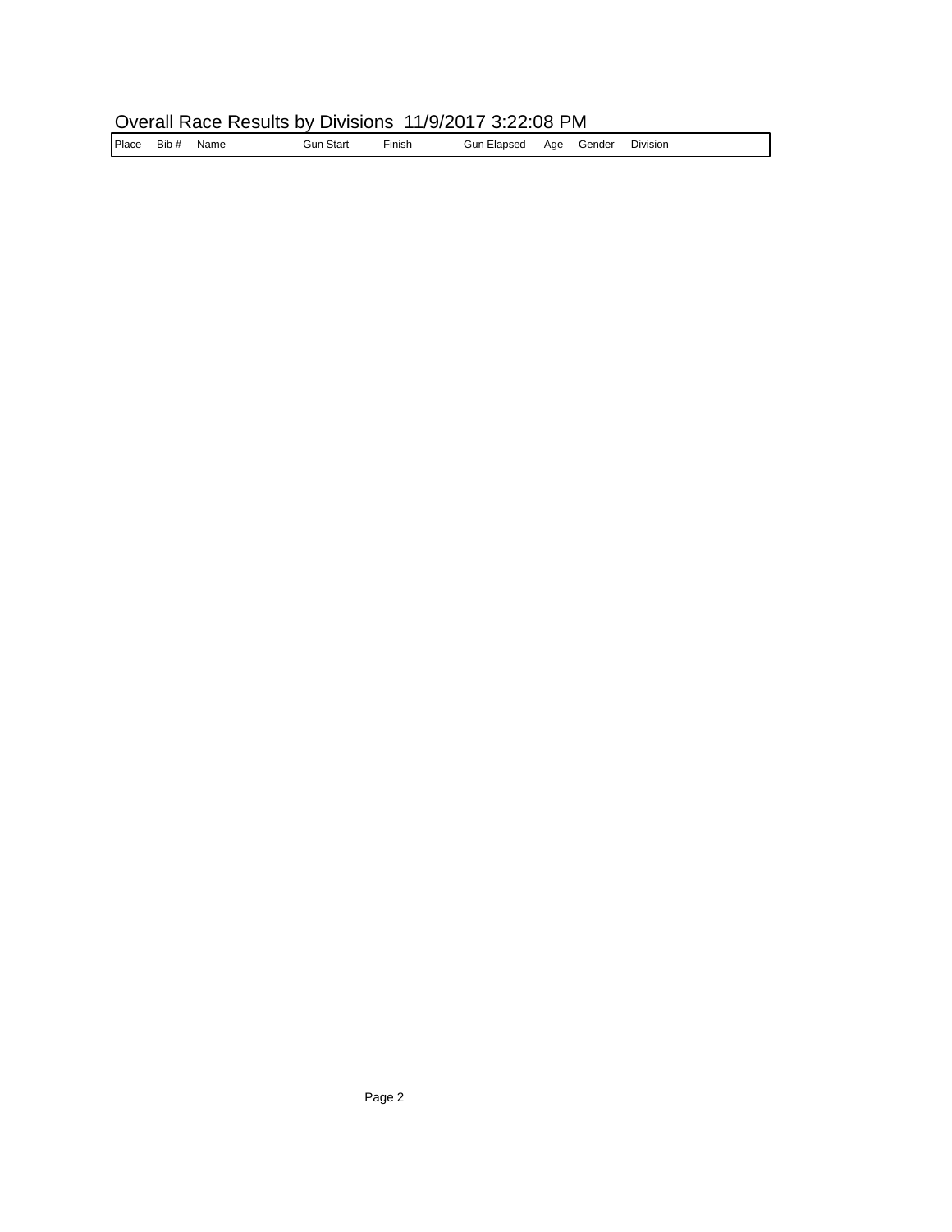## Overall Race Results by Divisions 11/9/2017 3:22:08 PM

| Place | Bib # | Name | Gun Start | Finish | Gun Elapsed | Age | Gender | Division |
|---|---|---|---|---|---|---|---|---|